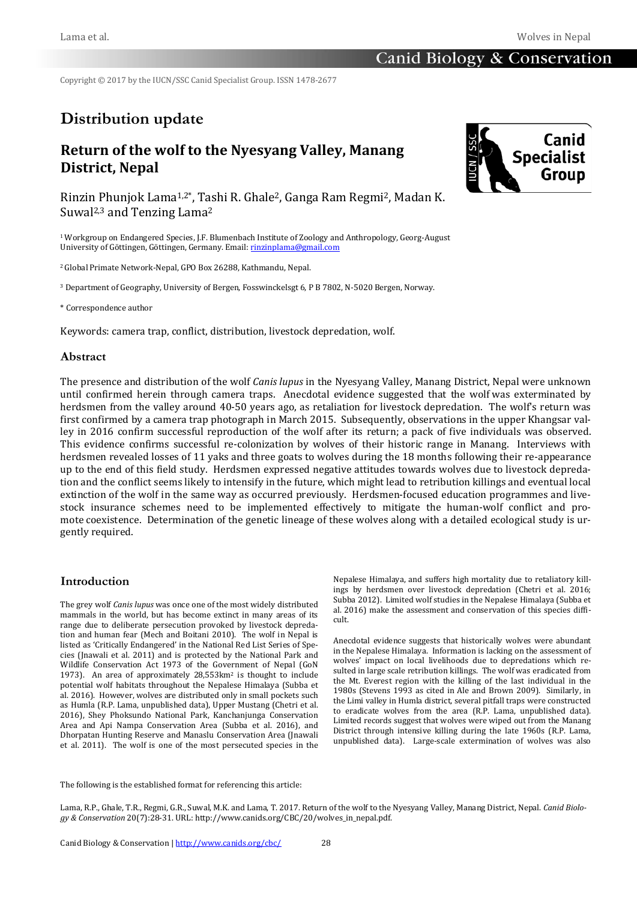Copyright © 2017 by the IUCN/SSC Canid Specialist Group. ISSN 1478-2677

# Distribution update

## Return of the wolf to the Nyesyang Valley, Manang District, Nepal

Rinzin Phunjok Lama[1,2*], Tashi R. Ghale[2], Ganga Ram Regmi[2], Madan K. Suwal[2,3] and Tenzing Lama[2]

[1] Workgroup on Endangered Species, J.F. Blumenbach Institute of Zoology and Anthropology, Georg-August University of Göttingen, Göttingen, Germany. Email: rinzinplama@gmail.com

[2] Global Primate Network-Nepal, GPO Box 26288, Kathmandu, Nepal.

[3] Department of Geography, University of Bergen, Fosswinckelsgt 6, P B 7802, N-5020 Bergen, Norway.

\* Correspondence author

Keywords: camera trap, conflict, distribution, livestock depredation, wolf.

### Abstract

The presence and distribution of the wolf *Canis lupus* in the Nyesyang Valley, Manang District, Nepal were unknown until confirmed herein through camera traps. Anecdotal evidence suggested that the wolf was exterminated by herdsmen from the valley around 40-50 years ago, as retaliation for livestock depredation. The wolf's return was first confirmed by a camera trap photograph in March 2015. Subsequently, observations in the upper Khangsar valley in 2016 confirm successful reproduction of the wolf after its return; a pack of five individuals was observed. This evidence confirms successful re-colonization by wolves of their historic range in Manang. Interviews with herdsmen revealed losses of 11 yaks and three goats to wolves during the 18 months following their re-appearance up to the end of this field study. Herdsmen expressed negative attitudes towards wolves due to livestock depredation and the conflict seems likely to intensify in the future, which might lead to retribution killings and eventual local extinction of the wolf in the same way as occurred previously. Herdsmen-focused education programmes and livestock insurance schemes need to be implemented effectively to mitigate the human-wolf conflict and promote coexistence. Determination of the genetic lineage of these wolves along with a detailed ecological study is urgently required.

### Introduction

The grey wolf *Canis lupus* was once one of the most widely distributed mammals in the world, but has become extinct in many areas of its range due to deliberate persecution provoked by livestock depredation and human fear (Mech and Boitani 2010). The wolf in Nepal is listed as 'Critically Endangered' in the National Red List Series of Species (Jnawali et al. 2011) and is protected by the National Park and Wildlife Conservation Act 1973 of the Government of Nepal (GoN 1973). An area of approximately 28,553km² is thought to include potential wolf habitats throughout the Nepalese Himalaya (Subba et al. 2016). However, wolves are distributed only in small pockets such as Humla (R.P. Lama, unpublished data), Upper Mustang (Chetri et al. 2016), Shey Phoksundo National Park, Kanchanjunga Conservation Area and Api Nampa Conservation Area (Subba et al. 2016), and Dhorpatan Hunting Reserve and Manaslu Conservation Area (Jnawali et al. 2011). The wolf is one of the most persecuted species in the Nepalese Himalaya, and suffers high mortality due to retaliatory killings by herdsmen over livestock depredation (Chetri et al. 2016; Subba 2012). Limited wolf studies in the Nepalese Himalaya (Subba et al. 2016) make the assessment and conservation of this species difficult.

Anecdotal evidence suggests that historically wolves were abundant in the Nepalese Himalaya. Information is lacking on the assessment of wolves' impact on local livelihoods due to depredations which resulted in large scale retribution killings. The wolf was eradicated from the Mt. Everest region with the killing of the last individual in the 1980s (Stevens 1993 as cited in Ale and Brown 2009). Similarly, in the Limi valley in Humla district, several pitfall traps were constructed to eradicate wolves from the area (R.P. Lama, unpublished data). Limited records suggest that wolves were wiped out from the Manang District through intensive killing during the late 1960s (R.P. Lama, unpublished data). Large-scale extermination of wolves was also

The following is the established format for referencing this article:

Lama, R.P., Ghale, T.R., Regmi, G.R., Suwal, M.K. and Lama, T. 2017. Return of the wolf to the Nyesyang Valley, Manang District, Nepal. *Canid Biology & Conservation* 20(7):28-31. URL: http://www.canids.org/CBC/20/wolves_in_nepal.pdf.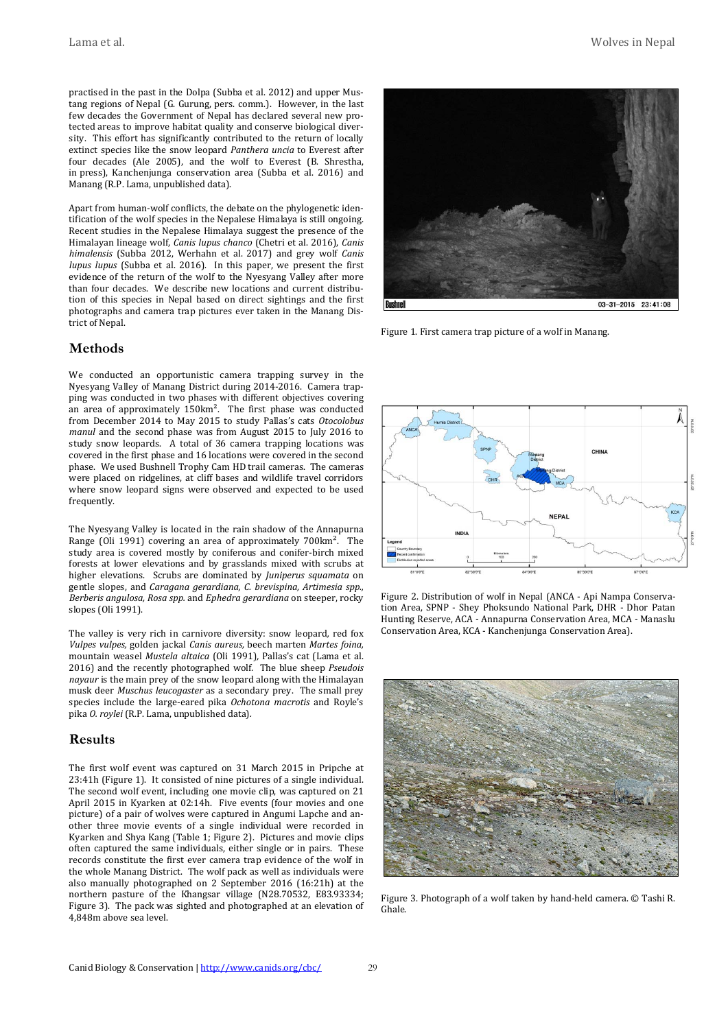practised in the past in the Dolpa (Subba et al. 2012) and upper Mustang regions of Nepal (G. Gurung, pers. comm.). However, in the last few decades the Government of Nepal has declared several new protected areas to improve habitat quality and conserve biological diversity. This effort has significantly contributed to the return of locally extinct species like the snow leopard *Panthera uncia* to Everest after four decades (Ale 2005), and the wolf to Everest (B. Shrestha, in press), Kanchenjunga conservation area (Subba et al. 2016) and Manang (R.P. Lama, unpublished data).

Apart from human-wolf conflicts, the debate on the phylogenetic identification of the wolf species in the Nepalese Himalaya is still ongoing. Recent studies in the Nepalese Himalaya suggest the presence of the Himalayan lineage wolf, *Canis lupus chanco* (Chetri et al. 2016), *Canis himalensis* (Subba 2012, Werhahn et al. 2017) and grey wolf *Canis lupus lupus* (Subba et al. 2016). In this paper, we present the first evidence of the return of the wolf to the Nyesyang Valley after more than four decades. We describe new locations and current distribution of this species in Nepal based on direct sightings and the first photographs and camera trap pictures ever taken in the Manang District of Nepal.

## Methods

We conducted an opportunistic camera trapping survey in the Nyesyang Valley of Manang District during 2014-2016. Camera trapping was conducted in two phases with different objectives covering an area of approximately 150km². The first phase was conducted from December 2014 to May 2015 to study Pallas's cats *Otocolobus manul* and the second phase was from August 2015 to July 2016 to study snow leopards. A total of 36 camera trapping locations was covered in the first phase and 16 locations were covered in the second phase. We used Bushnell Trophy Cam HD trail cameras. The cameras were placed on ridgelines, at cliff bases and wildlife travel corridors where snow leopard signs were observed and expected to be used frequently.

The Nyesyang Valley is located in the rain shadow of the Annapurna Range (Oli 1991) covering an area of approximately 700km². The study area is covered mostly by coniferous and conifer-birch mixed forests at lower elevations and by grasslands mixed with scrubs at higher elevations. Scrubs are dominated by *Juniperus squamata* on gentle slopes, and *Caragana gerardiana, C. brevispina, Artimesia spp., Berberis angulosa, Rosa spp.* and *Ephedra gerardiana* on steeper, rocky slopes (Oli 1991).

The valley is very rich in carnivore diversity: snow leopard, red fox *Vulpes vulpes,* golden jackal *Canis aureus,* beech marten *Martes foina,* mountain weasel *Mustela altaica* (Oli 1991), Pallas's cat (Lama et al. 2016) and the recently photographed wolf. The blue sheep *Pseudois nayaur* is the main prey of the snow leopard along with the Himalayan musk deer *Muschus leucogaster* as a secondary prey. The small prey species include the large-eared pika *Ochotona macrotis* and Royle's pika *O. roylei* (R.P. Lama, unpublished data).

## Results

The first wolf event was captured on 31 March 2015 in Pripche at 23:41h (Figure 1). It consisted of nine pictures of a single individual. The second wolf event, including one movie clip, was captured on 21 April 2015 in Kyarken at 02:14h. Five events (four movies and one picture) of a pair of wolves were captured in Angumi Lapche and another three movie events of a single individual were recorded in Kyarken and Shya Kang (Table 1; Figure 2). Pictures and movie clips often captured the same individuals, either single or in pairs. These records constitute the first ever camera trap evidence of the wolf in the whole Manang District. The wolf pack as well as individuals were also manually photographed on 2 September 2016 (16:21h) at the northern pasture of the Khangsar village (N28.70532, E83.93334; Figure 3). The pack was sighted and photographed at an elevation of 4,848m above sea level.

Figure 1. First camera trap picture of a wolf in Manang.

Figure 2. Distribution of wolf in Nepal (ANCA - Api Nampa Conservation Area, SPNP - Shey Phoksundo National Park, DHR - Dhor Patan Hunting Reserve, ACA - Annapurna Conservation Area, MCA - Manaslu Conservation Area, KCA - Kanchenjunga Conservation Area).

Figure 3. Photograph of a wolf taken by hand-held camera. © Tashi R. Ghale.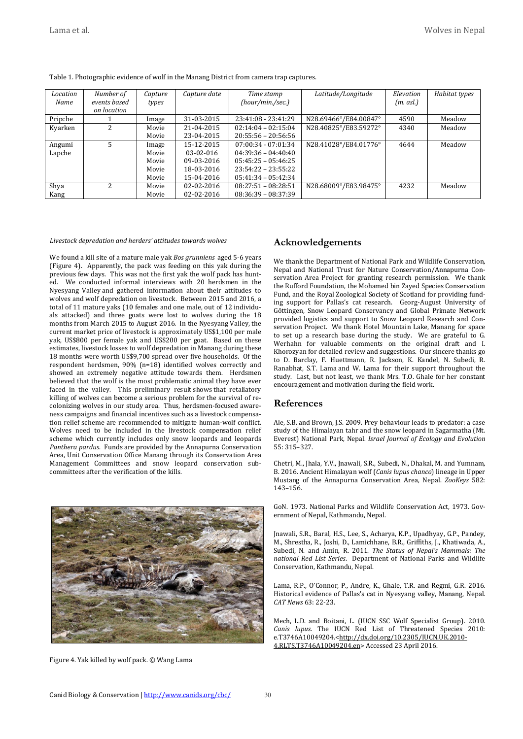Table 1. Photographic evidence of wolf in the Manang District from camera trap captures.

| *Location Name* | *Number of events based on location* | *Capture types* | *Capture date* | *Time stamp (hour/min./sec.)* | *Latitude/Longitude* | *Elevation (m. asl.)* | *Habitat types* |
|---|---|---|---|---|---|---|---|
| Pripche | 1 | Image | 31-03-2015 | 23:41:08 - 23:41:29 | N28.69466°/E84.00847° | 4590 | Meadow |
| Kyarken | 2 | Movie<br>Movie | 21-04-2015<br>23-04-2015 | 02:14:04 – 02:15:04<br>20:55:56 – 20:56:56 | N28.40825°/E83.59272° | 4340 | Meadow |
| Angumi Lapche | 5 | Image<br>Movie<br>Movie<br>Movie<br>Movie | 15-12-2015<br>03-02-016<br>09-03-2016<br>18-03-2016<br>15-04-2016 | 07:00:34 - 07:01:34<br>04:39:36 – 04:40:40<br>05:45:25 – 05:46:25<br>23:54:22 – 23:55:22<br>05:41:34 – 05:42:34 | N28.41028°/E84.01776° | 4644 | Meadow |
| Shya Kang | 2 | Movie<br>Movie | 02-02-2016<br>02-02-2016 | 08:27:51 – 08:28:51<br>08:36:39 – 08:37:39 | N28.68009°/E83.98475° | 4232 | Meadow |

*Livestock depredation and herders' attitudes towards wolves*

We found a kill site of a mature male yak *Bos grunniens* aged 5-6 years (Figure 4). Apparently, the pack was feeding on this yak during the previous few days. This was not the first yak the wolf pack has hunted. We conducted informal interviews with 20 herdsmen in the Nyesyang Valley and gathered information about their attitudes to wolves and wolf depredation on livestock. Between 2015 and 2016, a total of 11 mature yaks (10 females and one male, out of 12 individuals attacked) and three goats were lost to wolves during the 18 months from March 2015 to August 2016. In the Nyesyang Valley, the current market price of livestock is approximately US$1,100 per male yak, US$800 per female yak and US$200 per goat. Based on these estimates, livestock losses to wolf depredation in Manang during these 18 months were worth US$9,700 spread over five households. Of the respondent herdsmen, 90% (n=18) identified wolves correctly and showed an extremely negative attitude towards them. Herdsmen believed that the wolf is the most problematic animal they have ever faced in the valley. This preliminary result shows that retaliatory killing of wolves can become a serious problem for the survival of re-colonizing wolves in our study area. Thus, herdsmen-focused awareness campaigns and financial incentives such as a livestock compensation relief scheme are recommended to mitigate human-wolf conflict. Wolves need to be included in the livestock compensation relief scheme which currently includes only snow leopards and leopards *Panthera pardus*. Funds are provided by the Annapurna Conservation Area, Unit Conservation Office Manang through its Conservation Area Management Committees and snow leopard conservation sub-committees after the verification of the kills.

Figure 4. Yak killed by wolf pack. © Wang Lama

## Acknowledgements

We thank the Department of National Park and Wildlife Conservation, Nepal and National Trust for Nature Conservation/Annapurna Conservation Area Project for granting research permission. We thank the Rufford Foundation, the Mohamed bin Zayed Species Conservation Fund, and the Royal Zoological Society of Scotland for providing funding support for Pallas's cat research. Georg-August University of Göttingen, Snow Leopard Conservancy and Global Primate Network provided logistics and support to Snow Leopard Research and Conservation Project. We thank Hotel Mountain Lake, Manang for space to set up a research base during the study. We are grateful to G. Werhahn for valuable comments on the original draft and I. Khorozyan for detailed review and suggestions. Our sincere thanks go to D. Barclay, F. Huettmann, R. Jackson, K. Kandel, N. Subedi, R. Ranabhat, S.T. Lama and W. Lama for their support throughout the study. Last, but not least, we thank Mrs. T.O. Ghale for her constant encouragement and motivation during the field work.

## References

Ale, S.B. and Brown, J.S. 2009. Prey behaviour leads to predator: a case study of the Himalayan tahr and the snow leopard in Sagarmatha (Mt. Everest) National Park, Nepal. *Israel Journal of Ecology and Evolution* 55: 315–327.

Chetri, M., Jhala, Y.V., Jnawali, S.R., Subedi, N., Dhakal, M. and Yumnam, B. 2016. Ancient Himalayan wolf (*Canis lupus chanco*) lineage in Upper Mustang of the Annapurna Conservation Area, Nepal. *ZooKeys* 582: 143–156.

GoN. 1973. National Parks and Wildlife Conservation Act, 1973. Government of Nepal, Kathmandu, Nepal.

Jnawali, S.R., Baral, H.S., Lee, S., Acharya, K.P., Upadhyay, G.P., Pandey, M., Shrestha, R., Joshi, D., Lamichhane, B.R., Griffiths, J., Khatiwada, A., Subedi, N. and Amin, R. 2011. *The Status of Nepal's Mammals: The national Red List Series*. Department of National Parks and Wildlife Conservation, Kathmandu, Nepal.

Lama, R.P., O'Connor, P., Andre, K., Ghale, T.R. and Regmi, G.R. 2016. Historical evidence of Pallas's cat in Nyesyang valley, Manang, Nepal. *CAT News* 63: 22-23.

Mech, L.D. and Boitani, L. (IUCN SSC Wolf Specialist Group). 2010. *Canis lupus*. The IUCN Red List of Threatened Species 2010: e.T3746A10049204.<http://dx.doi.org/10.2305/IUCN.UK.2010-4.RLTS.T3746A10049204.en> Accessed 23 April 2016.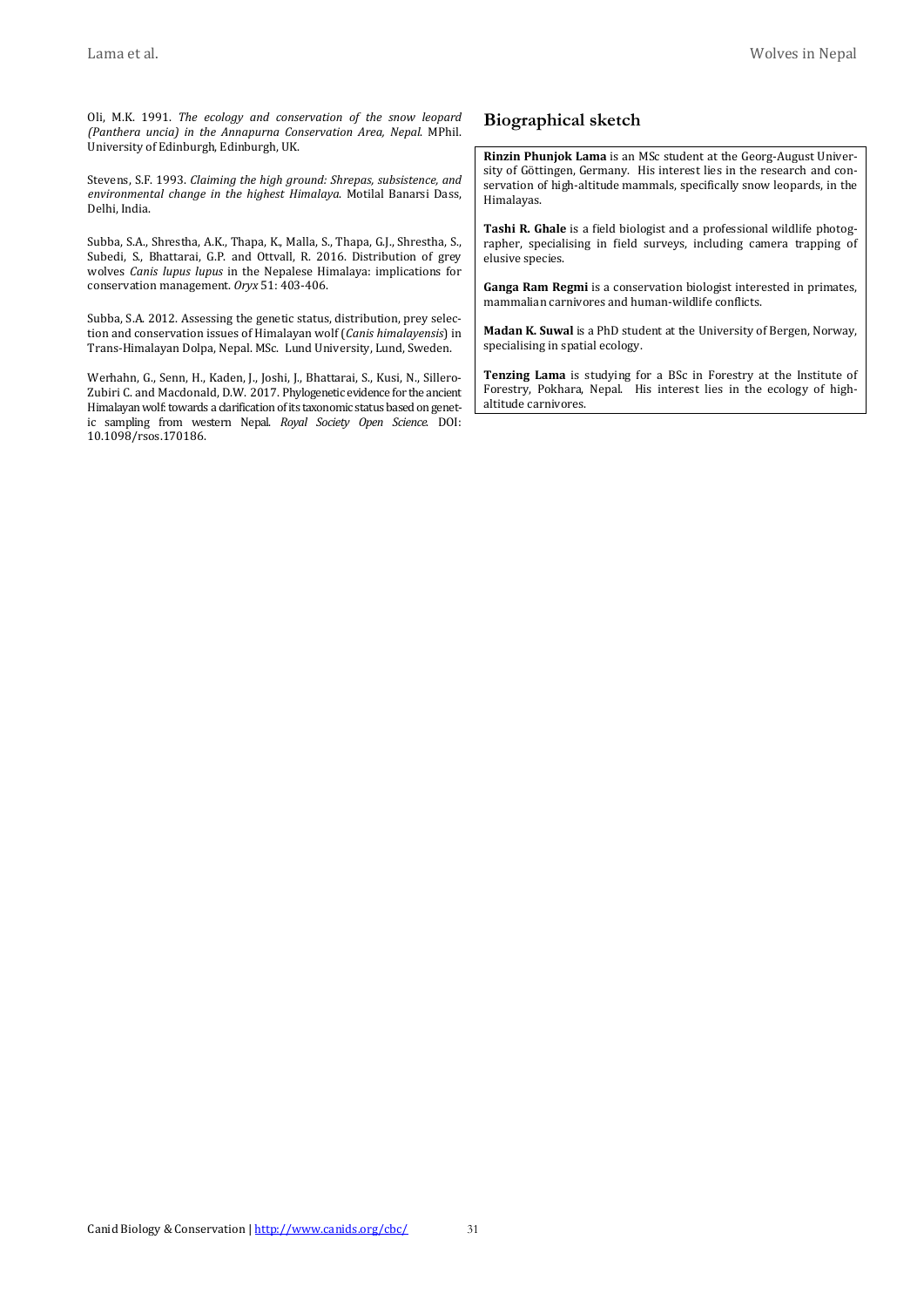Oli, M.K. 1991. *The ecology and conservation of the snow leopard (Panthera uncia) in the Annapurna Conservation Area, Nepal.* MPhil. University of Edinburgh, Edinburgh, UK.

Stevens, S.F. 1993. *Claiming the high ground: Shrepas, subsistence, and environmental change in the highest Himalaya*. Motilal Banarsi Dass, Delhi, India.

Subba, S.A., Shrestha, A.K., Thapa, K., Malla, S., Thapa, G.J., Shrestha, S., Subedi, S., Bhattarai, G.P. and Ottvall, R. 2016. Distribution of grey wolves *Canis lupus lupus* in the Nepalese Himalaya: implications for conservation management. *Oryx* 51: 403-406.

Subba, S.A. 2012. Assessing the genetic status, distribution, prey selection and conservation issues of Himalayan wolf (*Canis himalayensis*) in Trans-Himalayan Dolpa, Nepal. MSc. Lund University, Lund, Sweden.

Werhahn, G., Senn, H., Kaden, J., Joshi, J., Bhattarai, S., Kusi, N., Sillero-Zubiri C. and Macdonald, D.W. 2017. Phylogenetic evidence for the ancient Himalayan wolf: towards a clarification of its taxonomic status based on genetic sampling from western Nepal. *Royal Society Open Science.* DOI: 10.1098/rsos.170186.

## Biographical sketch

**Rinzin Phunjok Lama** is an MSc student at the Georg-August University of Göttingen, Germany. His interest lies in the research and conservation of high-altitude mammals, specifically snow leopards, in the Himalayas.

**Tashi R. Ghale** is a field biologist and a professional wildlife photographer, specialising in field surveys, including camera trapping of elusive species.

**Ganga Ram Regmi** is a conservation biologist interested in primates, mammalian carnivores and human-wildlife conflicts.

**Madan K. Suwal** is a PhD student at the University of Bergen, Norway, specialising in spatial ecology.

**Tenzing Lama** is studying for a BSc in Forestry at the Institute of Forestry, Pokhara, Nepal. His interest lies in the ecology of high-altitude carnivores.